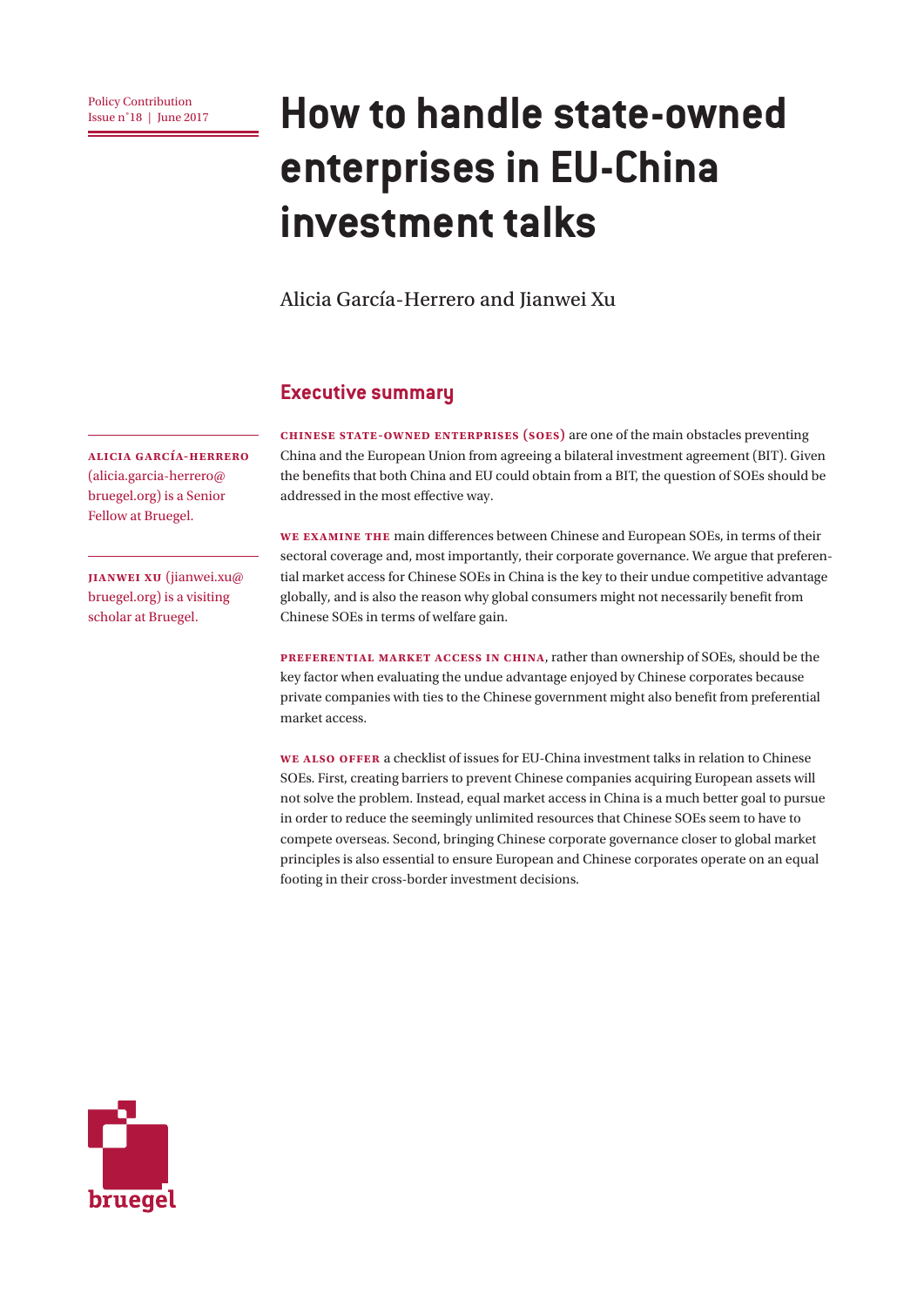Policy Contribution
Issue n˚18 | June 2017

# How to handle state-owned enterprises in EU-China investment talks

Alicia García-Herrero and Jianwei Xu

**ALICIA GARCÍA-HERRERO** (alicia.garcia-herrero@bruegel.org) is a Senior Fellow at Bruegel.

**JIANWEI XU** (jianwei.xu@bruegel.org) is a visiting scholar at Bruegel.

## Executive summary

**CHINESE STATE-OWNED ENTERPRISES (SOES)** are one of the main obstacles preventing China and the European Union from agreeing a bilateral investment agreement (BIT). Given the benefits that both China and EU could obtain from a BIT, the question of SOEs should be addressed in the most effective way.

**WE EXAMINE THE** main differences between Chinese and European SOEs, in terms of their sectoral coverage and, most importantly, their corporate governance. We argue that preferential market access for Chinese SOEs in China is the key to their undue competitive advantage globally, and is also the reason why global consumers might not necessarily benefit from Chinese SOEs in terms of welfare gain.

**PREFERENTIAL MARKET ACCESS IN CHINA**, rather than ownership of SOEs, should be the key factor when evaluating the undue advantage enjoyed by Chinese corporates because private companies with ties to the Chinese government might also benefit from preferential market access.

**WE ALSO OFFER** a checklist of issues for EU-China investment talks in relation to Chinese SOEs. First, creating barriers to prevent Chinese companies acquiring European assets will not solve the problem. Instead, equal market access in China is a much better goal to pursue in order to reduce the seemingly unlimited resources that Chinese SOEs seem to have to compete overseas. Second, bringing Chinese corporate governance closer to global market principles is also essential to ensure European and Chinese corporates operate on an equal footing in their cross-border investment decisions.

bruegel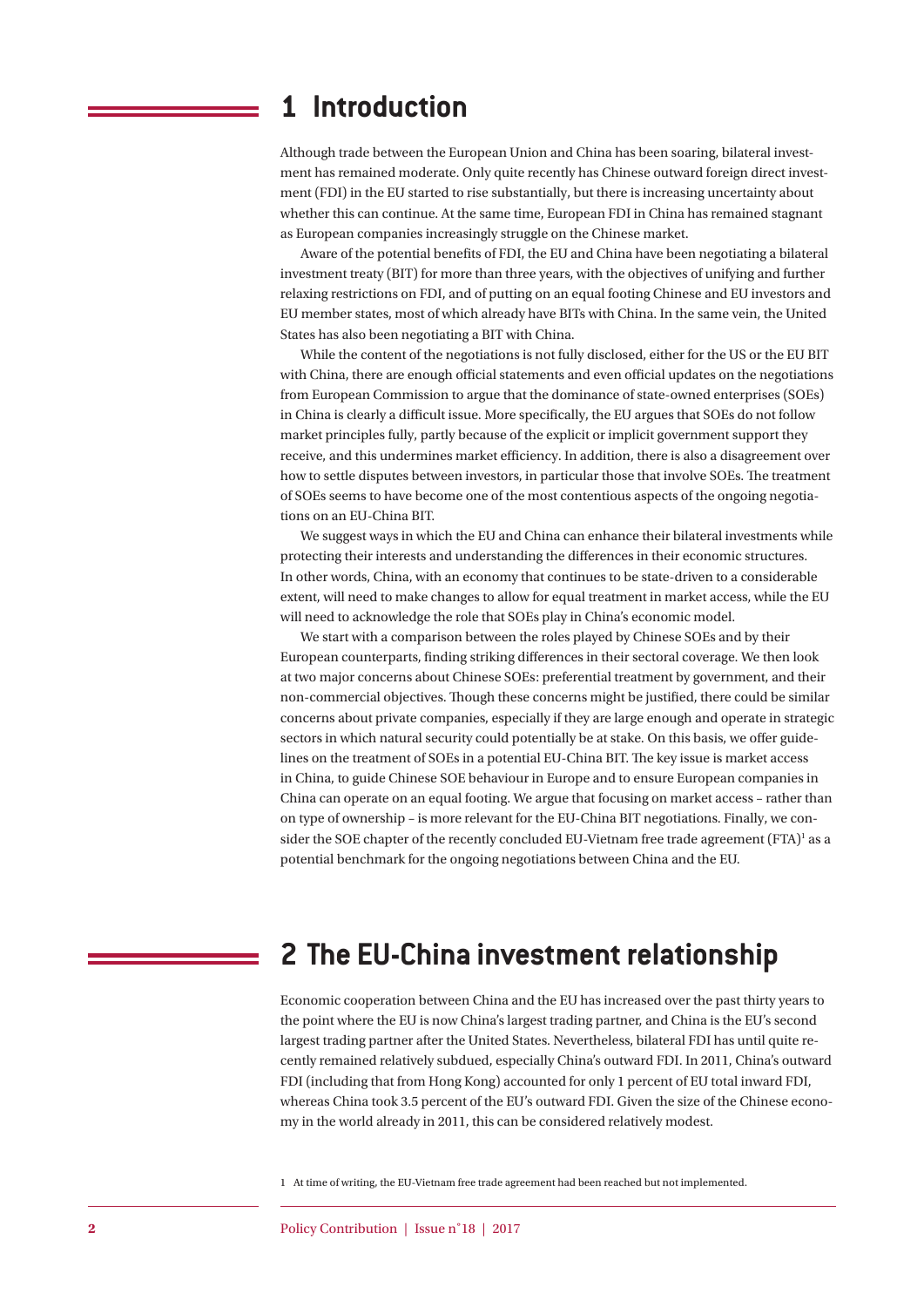# 1 Introduction

Although trade between the European Union and China has been soaring, bilateral investment has remained moderate. Only quite recently has Chinese outward foreign direct investment (FDI) in the EU started to rise substantially, but there is increasing uncertainty about whether this can continue. At the same time, European FDI in China has remained stagnant as European companies increasingly struggle on the Chinese market.

Aware of the potential benefits of FDI, the EU and China have been negotiating a bilateral investment treaty (BIT) for more than three years, with the objectives of unifying and further relaxing restrictions on FDI, and of putting on an equal footing Chinese and EU investors and EU member states, most of which already have BITs with China. In the same vein, the United States has also been negotiating a BIT with China.

While the content of the negotiations is not fully disclosed, either for the US or the EU BIT with China, there are enough official statements and even official updates on the negotiations from European Commission to argue that the dominance of state-owned enterprises (SOEs) in China is clearly a difficult issue. More specifically, the EU argues that SOEs do not follow market principles fully, partly because of the explicit or implicit government support they receive, and this undermines market efficiency. In addition, there is also a disagreement over how to settle disputes between investors, in particular those that involve SOEs. The treatment of SOEs seems to have become one of the most contentious aspects of the ongoing negotiations on an EU-China BIT.

We suggest ways in which the EU and China can enhance their bilateral investments while protecting their interests and understanding the differences in their economic structures. In other words, China, with an economy that continues to be state-driven to a considerable extent, will need to make changes to allow for equal treatment in market access, while the EU will need to acknowledge the role that SOEs play in China's economic model.

We start with a comparison between the roles played by Chinese SOEs and by their European counterparts, finding striking differences in their sectoral coverage. We then look at two major concerns about Chinese SOEs: preferential treatment by government, and their non-commercial objectives. Though these concerns might be justified, there could be similar concerns about private companies, especially if they are large enough and operate in strategic sectors in which natural security could potentially be at stake. On this basis, we offer guidelines on the treatment of SOEs in a potential EU-China BIT. The key issue is market access in China, to guide Chinese SOE behaviour in Europe and to ensure European companies in China can operate on an equal footing. We argue that focusing on market access – rather than on type of ownership – is more relevant for the EU-China BIT negotiations. Finally, we consider the SOE chapter of the recently concluded EU-Vietnam free trade agreement (FTA)[1] as a potential benchmark for the ongoing negotiations between China and the EU.

# 2 The EU-China investment relationship

Economic cooperation between China and the EU has increased over the past thirty years to the point where the EU is now China's largest trading partner, and China is the EU's second largest trading partner after the United States. Nevertheless, bilateral FDI has until quite recently remained relatively subdued, especially China's outward FDI. In 2011, China's outward FDI (including that from Hong Kong) accounted for only 1 percent of EU total inward FDI, whereas China took 3.5 percent of the EU's outward FDI. Given the size of the Chinese economy in the world already in 2011, this can be considered relatively modest.

[1] At time of writing, the EU-Vietnam free trade agreement had been reached but not implemented.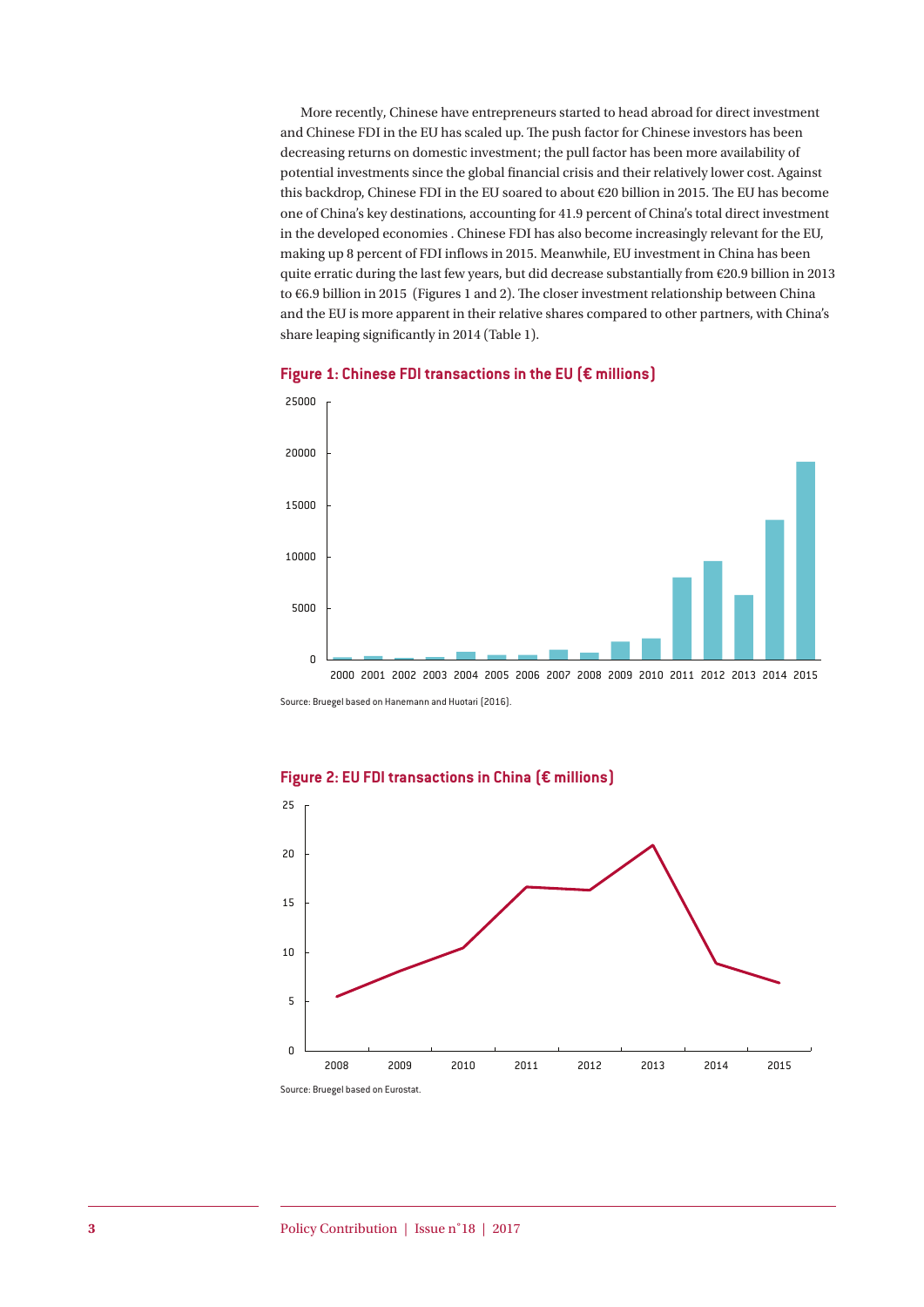More recently, Chinese have entrepreneurs started to head abroad for direct investment and Chinese FDI in the EU has scaled up. The push factor for Chinese investors has been decreasing returns on domestic investment; the pull factor has been more availability of potential investments since the global financial crisis and their relatively lower cost. Against this backdrop, Chinese FDI in the EU soared to about €20 billion in 2015. The EU has become one of China's key destinations, accounting for 41.9 percent of China's total direct investment in the developed economies . Chinese FDI has also become increasingly relevant for the EU, making up 8 percent of FDI inflows in 2015. Meanwhile, EU investment in China has been quite erratic during the last few years, but did decrease substantially from €20.9 billion in 2013 to €6.9 billion in 2015 (Figures 1 and 2). The closer investment relationship between China and the EU is more apparent in their relative shares compared to other partners, with China's share leaping significantly in 2014 (Table 1).

**Figure 1: Chinese FDI transactions in the EU (€ millions)**

Source: Bruegel based on Hanemann and Huotari (2016).

**Figure 2: EU FDI transactions in China (€ millions)**

Source: Bruegel based on Eurostat.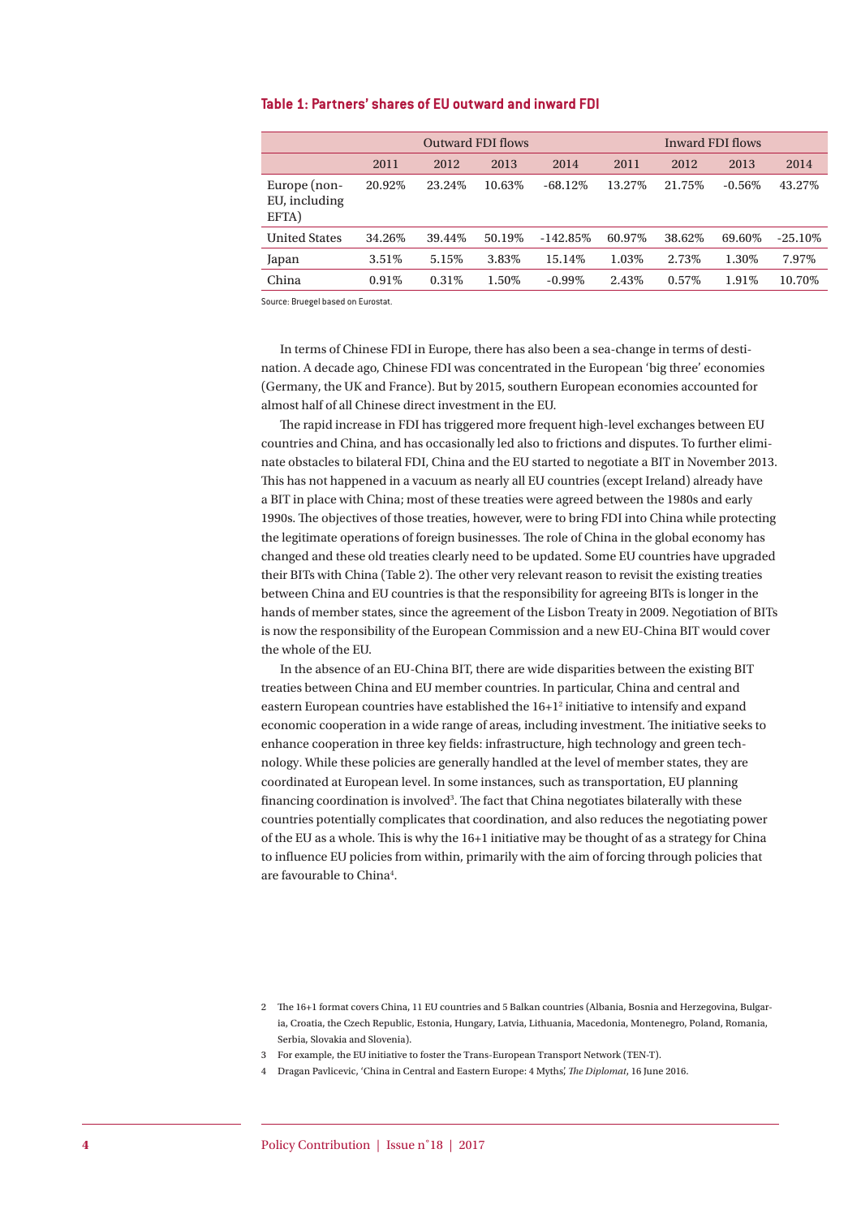**Table 1: Partners' shares of EU outward and inward FDI**

| | Outward FDI flows | | | | Inward FDI flows | | | |
|---|---|---|---|---|---|---|---|---|
| | 2011 | 2012 | 2013 | 2014 | 2011 | 2012 | 2013 | 2014 |
| Europe (non-EU, including EFTA) | 20.92% | 23.24% | 10.63% | -68.12% | 13.27% | 21.75% | -0.56% | 43.27% |
| United States | 34.26% | 39.44% | 50.19% | -142.85% | 60.97% | 38.62% | 69.60% | -25.10% |
| Japan | 3.51% | 5.15% | 3.83% | 15.14% | 1.03% | 2.73% | 1.30% | 7.97% |
| China | 0.91% | 0.31% | 1.50% | -0.99% | 2.43% | 0.57% | 1.91% | 10.70% |

Source: Bruegel based on Eurostat.

In terms of Chinese FDI in Europe, there has also been a sea-change in terms of destination. A decade ago, Chinese FDI was concentrated in the European 'big three' economies (Germany, the UK and France). But by 2015, southern European economies accounted for almost half of all Chinese direct investment in the EU.

The rapid increase in FDI has triggered more frequent high-level exchanges between EU countries and China, and has occasionally led also to frictions and disputes. To further eliminate obstacles to bilateral FDI, China and the EU started to negotiate a BIT in November 2013. This has not happened in a vacuum as nearly all EU countries (except Ireland) already have a BIT in place with China; most of these treaties were agreed between the 1980s and early 1990s. The objectives of those treaties, however, were to bring FDI into China while protecting the legitimate operations of foreign businesses. The role of China in the global economy has changed and these old treaties clearly need to be updated. Some EU countries have upgraded their BITs with China (Table 2). The other very relevant reason to revisit the existing treaties between China and EU countries is that the responsibility for agreeing BITs is longer in the hands of member states, since the agreement of the Lisbon Treaty in 2009. Negotiation of BITs is now the responsibility of the European Commission and a new EU-China BIT would cover the whole of the EU.

In the absence of an EU-China BIT, there are wide disparities between the existing BIT treaties between China and EU member countries. In particular, China and central and eastern European countries have established the 16+1[2] initiative to intensify and expand economic cooperation in a wide range of areas, including investment. The initiative seeks to enhance cooperation in three key fields: infrastructure, high technology and green technology. While these policies are generally handled at the level of member states, they are coordinated at European level. In some instances, such as transportation, EU planning financing coordination is involved[3]. The fact that China negotiates bilaterally with these countries potentially complicates that coordination, and also reduces the negotiating power of the EU as a whole. This is why the 16+1 initiative may be thought of as a strategy for China to influence EU policies from within, primarily with the aim of forcing through policies that are favourable to China[4].

2 The 16+1 format covers China, 11 EU countries and 5 Balkan countries (Albania, Bosnia and Herzegovina, Bulgaria, Croatia, the Czech Republic, Estonia, Hungary, Latvia, Lithuania, Macedonia, Montenegro, Poland, Romania, Serbia, Slovakia and Slovenia).

3 For example, the EU initiative to foster the Trans-European Transport Network (TEN-T).

4 Dragan Pavlicevic, 'China in Central and Eastern Europe: 4 Myths', *The Diplomat*, 16 June 2016.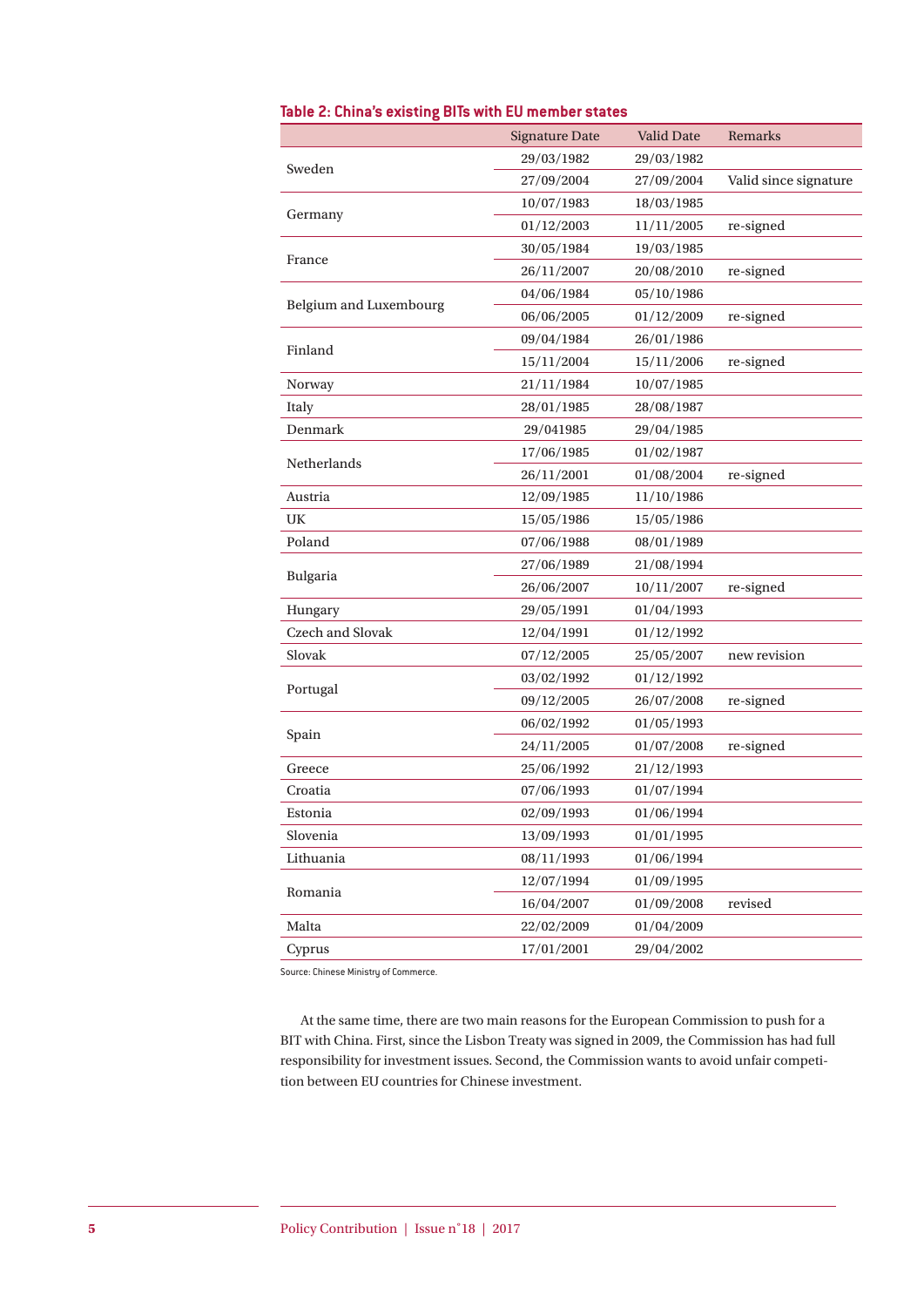**Table 2: China's existing BITs with EU member states**

| | Signature Date | Valid Date | Remarks |
|---|---|---|---|
| Sweden | 29/03/1982 | 29/03/1982 | |
| | 27/09/2004 | 27/09/2004 | Valid since signature |
| Germany | 10/07/1983 | 18/03/1985 | |
| | 01/12/2003 | 11/11/2005 | re-signed |
| France | 30/05/1984 | 19/03/1985 | |
| | 26/11/2007 | 20/08/2010 | re-signed |
| Belgium and Luxembourg | 04/06/1984 | 05/10/1986 | |
| | 06/06/2005 | 01/12/2009 | re-signed |
| Finland | 09/04/1984 | 26/01/1986 | |
| | 15/11/2004 | 15/11/2006 | re-signed |
| Norway | 21/11/1984 | 10/07/1985 | |
| Italy | 28/01/1985 | 28/08/1987 | |
| Denmark | 29/041985 | 29/04/1985 | |
| Netherlands | 17/06/1985 | 01/02/1987 | |
| | 26/11/2001 | 01/08/2004 | re-signed |
| Austria | 12/09/1985 | 11/10/1986 | |
| UK | 15/05/1986 | 15/05/1986 | |
| Poland | 07/06/1988 | 08/01/1989 | |
| Bulgaria | 27/06/1989 | 21/08/1994 | |
| | 26/06/2007 | 10/11/2007 | re-signed |
| Hungary | 29/05/1991 | 01/04/1993 | |
| Czech and Slovak | 12/04/1991 | 01/12/1992 | |
| Slovak | 07/12/2005 | 25/05/2007 | new revision |
| Portugal | 03/02/1992 | 01/12/1992 | |
| | 09/12/2005 | 26/07/2008 | re-signed |
| Spain | 06/02/1992 | 01/05/1993 | |
| | 24/11/2005 | 01/07/2008 | re-signed |
| Greece | 25/06/1992 | 21/12/1993 | |
| Croatia | 07/06/1993 | 01/07/1994 | |
| Estonia | 02/09/1993 | 01/06/1994 | |
| Slovenia | 13/09/1993 | 01/01/1995 | |
| Lithuania | 08/11/1993 | 01/06/1994 | |
| Romania | 12/07/1994 | 01/09/1995 | |
| | 16/04/2007 | 01/09/2008 | revised |
| Malta | 22/02/2009 | 01/04/2009 | |
| Cyprus | 17/01/2001 | 29/04/2002 | |

Source: Chinese Ministry of Commerce.

At the same time, there are two main reasons for the European Commission to push for a BIT with China. First, since the Lisbon Treaty was signed in 2009, the Commission has had full responsibility for investment issues. Second, the Commission wants to avoid unfair competition between EU countries for Chinese investment.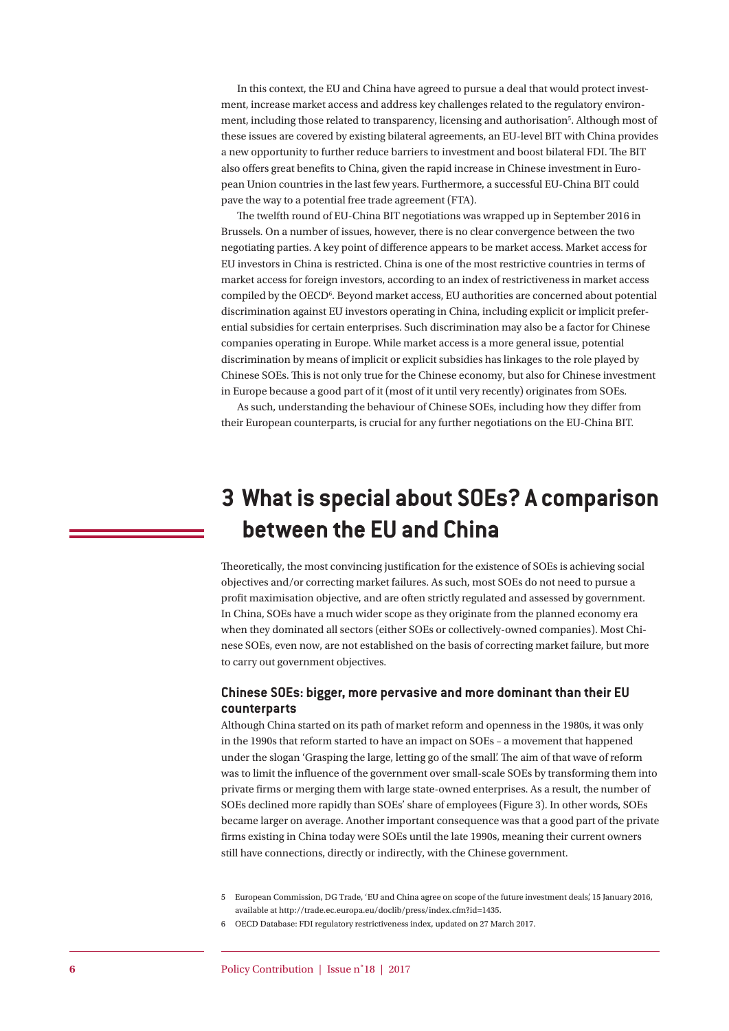In this context, the EU and China have agreed to pursue a deal that would protect investment, increase market access and address key challenges related to the regulatory environment, including those related to transparency, licensing and authorisation[5]. Although most of these issues are covered by existing bilateral agreements, an EU-level BIT with China provides a new opportunity to further reduce barriers to investment and boost bilateral FDI. The BIT also offers great benefits to China, given the rapid increase in Chinese investment in European Union countries in the last few years. Furthermore, a successful EU-China BIT could pave the way to a potential free trade agreement (FTA).

The twelfth round of EU-China BIT negotiations was wrapped up in September 2016 in Brussels. On a number of issues, however, there is no clear convergence between the two negotiating parties. A key point of difference appears to be market access. Market access for EU investors in China is restricted. China is one of the most restrictive countries in terms of market access for foreign investors, according to an index of restrictiveness in market access compiled by the OECD[6]. Beyond market access, EU authorities are concerned about potential discrimination against EU investors operating in China, including explicit or implicit preferential subsidies for certain enterprises. Such discrimination may also be a factor for Chinese companies operating in Europe. While market access is a more general issue, potential discrimination by means of implicit or explicit subsidies has linkages to the role played by Chinese SOEs. This is not only true for the Chinese economy, but also for Chinese investment in Europe because a good part of it (most of it until very recently) originates from SOEs.

As such, understanding the behaviour of Chinese SOEs, including how they differ from their European counterparts, is crucial for any further negotiations on the EU-China BIT.

# 3 What is special about SOEs? A comparison between the EU and China

Theoretically, the most convincing justification for the existence of SOEs is achieving social objectives and/or correcting market failures. As such, most SOEs do not need to pursue a profit maximisation objective, and are often strictly regulated and assessed by government. In China, SOEs have a much wider scope as they originate from the planned economy era when they dominated all sectors (either SOEs or collectively-owned companies). Most Chinese SOEs, even now, are not established on the basis of correcting market failure, but more to carry out government objectives.

## Chinese SOEs: bigger, more pervasive and more dominant than their EU counterparts

Although China started on its path of market reform and openness in the 1980s, it was only in the 1990s that reform started to have an impact on SOEs – a movement that happened under the slogan 'Grasping the large, letting go of the small'. The aim of that wave of reform was to limit the influence of the government over small-scale SOEs by transforming them into private firms or merging them with large state-owned enterprises. As a result, the number of SOEs declined more rapidly than SOEs' share of employees (Figure 3). In other words, SOEs became larger on average. Another important consequence was that a good part of the private firms existing in China today were SOEs until the late 1990s, meaning their current owners still have connections, directly or indirectly, with the Chinese government.

5 European Commission, DG Trade, 'EU and China agree on scope of the future investment deals', 15 January 2016, available at http://trade.ec.europa.eu/doclib/press/index.cfm?id=1435.

6 OECD Database: FDI regulatory restrictiveness index, updated on 27 March 2017.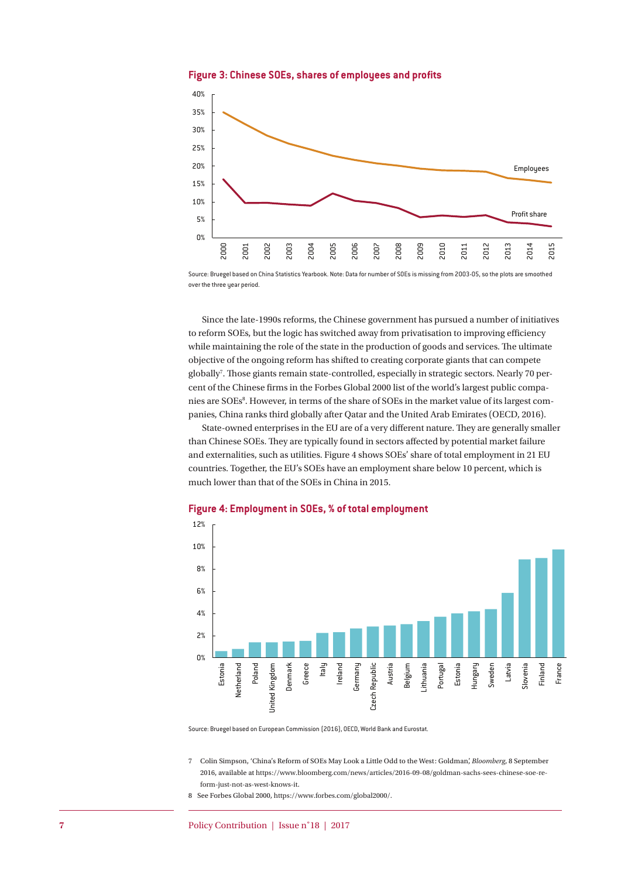**Figure 3: Chinese SOEs, shares of employees and profits**

Source: Bruegel based on China Statistics Yearbook. Note: Data for number of SOEs is missing from 2003-05, so the plots are smoothed over the three year period.

Since the late-1990s reforms, the Chinese government has pursued a number of initiatives to reform SOEs, but the logic has switched away from privatisation to improving efficiency while maintaining the role of the state in the production of goods and services. The ultimate objective of the ongoing reform has shifted to creating corporate giants that can compete globally[7]. Those giants remain state-controlled, especially in strategic sectors. Nearly 70 percent of the Chinese firms in the Forbes Global 2000 list of the world's largest public companies are SOEs[8]. However, in terms of the share of SOEs in the market value of its largest companies, China ranks third globally after Qatar and the United Arab Emirates (OECD, 2016).

State-owned enterprises in the EU are of a very different nature. They are generally smaller than Chinese SOEs. They are typically found in sectors affected by potential market failure and externalities, such as utilities. Figure 4 shows SOEs' share of total employment in 21 EU countries. Together, the EU's SOEs have an employment share below 10 percent, which is much lower than that of the SOEs in China in 2015.

**Figure 4: Employment in SOEs, % of total employment**

Source: Bruegel based on European Commission (2016), OECD, World Bank and Eurostat.

7 Colin Simpson, 'China's Reform of SOEs May Look a Little Odd to the West: Goldman,' *Bloomberg*, 8 September 2016, available at https://www.bloomberg.com/news/articles/2016-09-08/goldman-sachs-sees-chinese-soe-reform-just-not-as-west-knows-it.

8 See Forbes Global 2000, https://www.forbes.com/global2000/.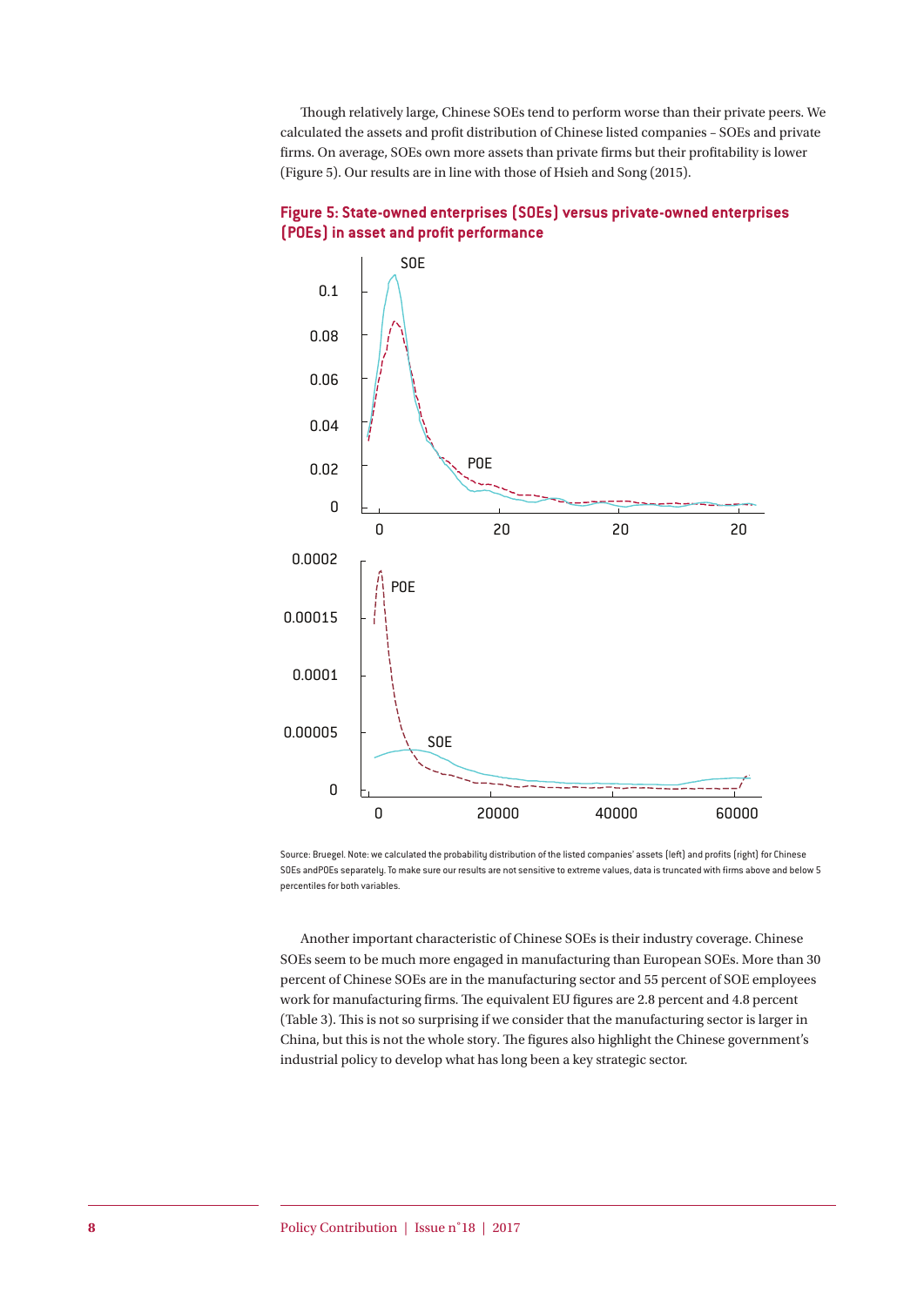Though relatively large, Chinese SOEs tend to perform worse than their private peers. We calculated the assets and profit distribution of Chinese listed companies – SOEs and private firms. On average, SOEs own more assets than private firms but their profitability is lower (Figure 5). Our results are in line with those of Hsieh and Song (2015).

**Figure 5: State-owned enterprises (SOEs) versus private-owned enterprises (POEs) in asset and profit performance**

Source: Bruegel. Note: we calculated the probability distribution of the listed companies' assets (left) and profits (right) for Chinese SOEs andPOEs separately. To make sure our results are not sensitive to extreme values, data is truncated with firms above and below 5 percentiles for both variables.

Another important characteristic of Chinese SOEs is their industry coverage. Chinese SOEs seem to be much more engaged in manufacturing than European SOEs. More than 30 percent of Chinese SOEs are in the manufacturing sector and 55 percent of SOE employees work for manufacturing firms. The equivalent EU figures are 2.8 percent and 4.8 percent (Table 3). This is not so surprising if we consider that the manufacturing sector is larger in China, but this is not the whole story. The figures also highlight the Chinese government's industrial policy to develop what has long been a key strategic sector.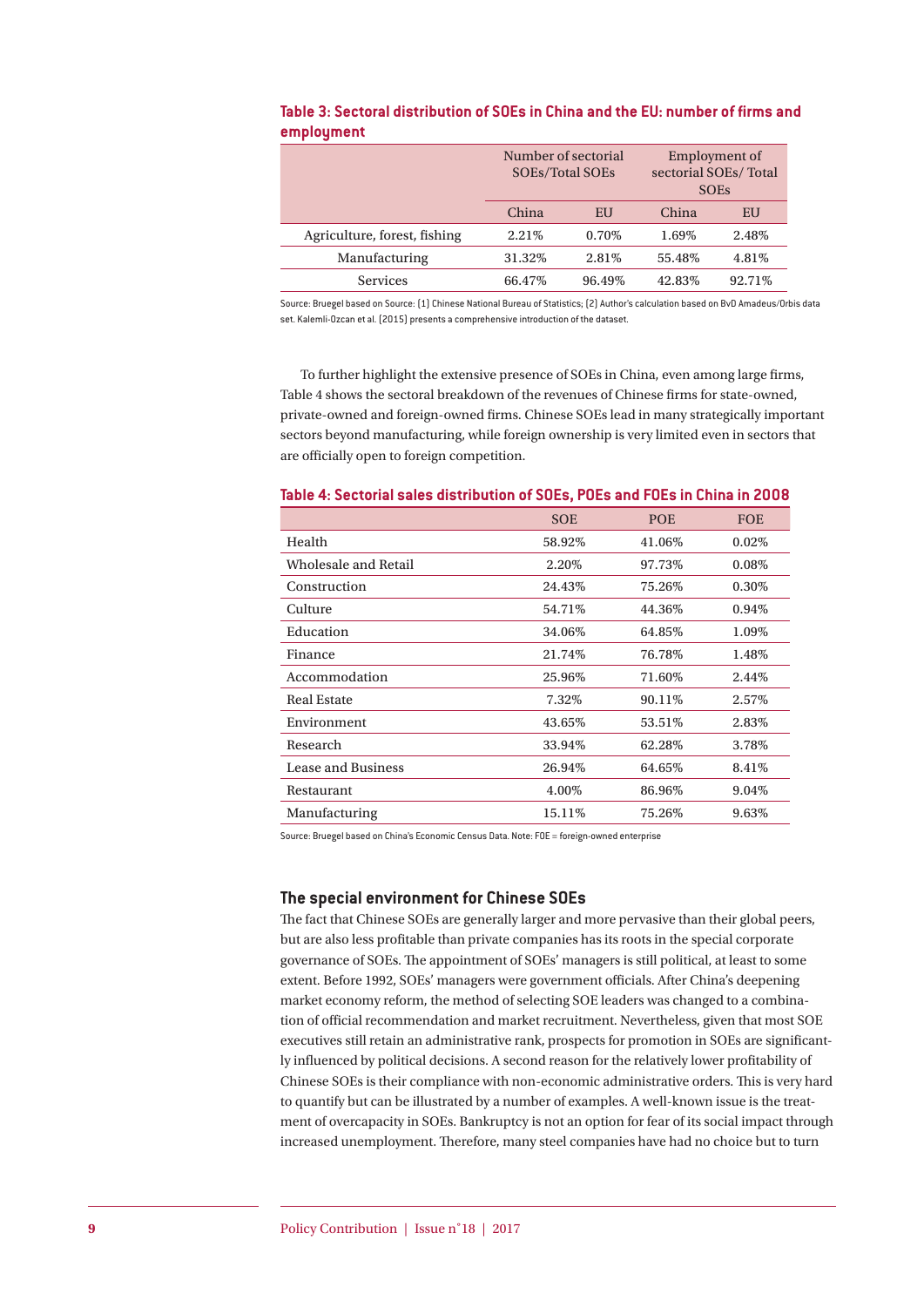**Table 3: Sectoral distribution of SOEs in China and the EU: number of firms and employment**

| | Number of sectorial SOEs/Total SOEs | | Employment of sectorial SOEs/ Total SOEs | |
|---|---|---|---|---|
| | China | EU | China | EU |
| Agriculture, forest, fishing | 2.21% | 0.70% | 1.69% | 2.48% |
| Manufacturing | 31.32% | 2.81% | 55.48% | 4.81% |
| Services | 66.47% | 96.49% | 42.83% | 92.71% |

Source: Bruegel based on Source: (1) Chinese National Bureau of Statistics; (2) Author's calculation based on BvD Amadeus/Orbis data set. Kalemli-Ozcan et al. (2015) presents a comprehensive introduction of the dataset.

To further highlight the extensive presence of SOEs in China, even among large firms, Table 4 shows the sectoral breakdown of the revenues of Chinese firms for state-owned, private-owned and foreign-owned firms. Chinese SOEs lead in many strategically important sectors beyond manufacturing, while foreign ownership is very limited even in sectors that are officially open to foreign competition.

**Table 4: Sectorial sales distribution of SOEs, POEs and FOEs in China in 2008**

| | SOE | POE | FOE |
|---|---|---|---|
| Health | 58.92% | 41.06% | 0.02% |
| Wholesale and Retail | 2.20% | 97.73% | 0.08% |
| Construction | 24.43% | 75.26% | 0.30% |
| Culture | 54.71% | 44.36% | 0.94% |
| Education | 34.06% | 64.85% | 1.09% |
| Finance | 21.74% | 76.78% | 1.48% |
| Accommodation | 25.96% | 71.60% | 2.44% |
| Real Estate | 7.32% | 90.11% | 2.57% |
| Environment | 43.65% | 53.51% | 2.83% |
| Research | 33.94% | 62.28% | 3.78% |
| Lease and Business | 26.94% | 64.65% | 8.41% |
| Restaurant | 4.00% | 86.96% | 9.04% |
| Manufacturing | 15.11% | 75.26% | 9.63% |

Source: Bruegel based on China's Economic Census Data. Note: FOE = foreign-owned enterprise

## The special environment for Chinese SOEs

The fact that Chinese SOEs are generally larger and more pervasive than their global peers, but are also less profitable than private companies has its roots in the special corporate governance of SOEs. The appointment of SOEs' managers is still political, at least to some extent. Before 1992, SOEs' managers were government officials. After China's deepening market economy reform, the method of selecting SOE leaders was changed to a combination of official recommendation and market recruitment. Nevertheless, given that most SOE executives still retain an administrative rank, prospects for promotion in SOEs are significantly influenced by political decisions. A second reason for the relatively lower profitability of Chinese SOEs is their compliance with non-economic administrative orders. This is very hard to quantify but can be illustrated by a number of examples. A well-known issue is the treatment of overcapacity in SOEs. Bankruptcy is not an option for fear of its social impact through increased unemployment. Therefore, many steel companies have had no choice but to turn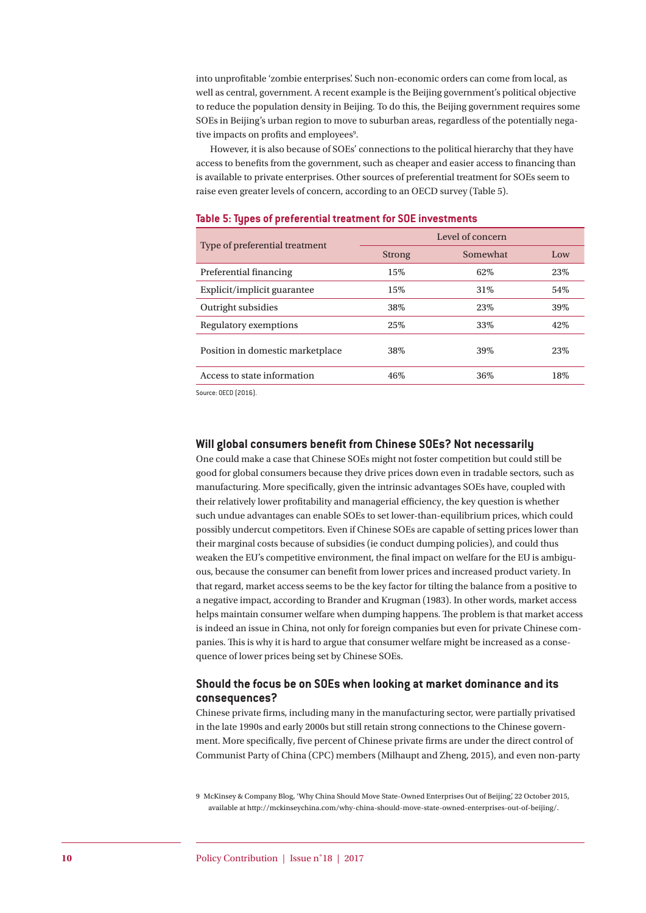into unprofitable 'zombie enterprises'. Such non-economic orders can come from local, as well as central, government. A recent example is the Beijing government's political objective to reduce the population density in Beijing. To do this, the Beijing government requires some SOEs in Beijing's urban region to move to suburban areas, regardless of the potentially negative impacts on profits and employees[9].

However, it is also because of SOEs' connections to the political hierarchy that they have access to benefits from the government, such as cheaper and easier access to financing than is available to private enterprises. Other sources of preferential treatment for SOEs seem to raise even greater levels of concern, according to an OECD survey (Table 5).

**Table 5: Types of preferential treatment for SOE investments**

| Type of preferential treatment | Level of concern | | |
|---|---|---|---|
| | Strong | Somewhat | Low |
| Preferential financing | 15% | 62% | 23% |
| Explicit/implicit guarantee | 15% | 31% | 54% |
| Outright subsidies | 38% | 23% | 39% |
| Regulatory exemptions | 25% | 33% | 42% |
| Position in domestic marketplace | 38% | 39% | 23% |
| Access to state information | 46% | 36% | 18% |

Source: OECD (2016).

### Will global consumers benefit from Chinese SOEs? Not necessarily

One could make a case that Chinese SOEs might not foster competition but could still be good for global consumers because they drive prices down even in tradable sectors, such as manufacturing. More specifically, given the intrinsic advantages SOEs have, coupled with their relatively lower profitability and managerial efficiency, the key question is whether such undue advantages can enable SOEs to set lower-than-equilibrium prices, which could possibly undercut competitors. Even if Chinese SOEs are capable of setting prices lower than their marginal costs because of subsidies (ie conduct dumping policies), and could thus weaken the EU's competitive environment, the final impact on welfare for the EU is ambiguous, because the consumer can benefit from lower prices and increased product variety. In that regard, market access seems to be the key factor for tilting the balance from a positive to a negative impact, according to Brander and Krugman (1983). In other words, market access helps maintain consumer welfare when dumping happens. The problem is that market access is indeed an issue in China, not only for foreign companies but even for private Chinese companies. This is why it is hard to argue that consumer welfare might be increased as a consequence of lower prices being set by Chinese SOEs.

### Should the focus be on SOEs when looking at market dominance and its consequences?

Chinese private firms, including many in the manufacturing sector, were partially privatised in the late 1990s and early 2000s but still retain strong connections to the Chinese government. More specifically, five percent of Chinese private firms are under the direct control of Communist Party of China (CPC) members (Milhaupt and Zheng, 2015), and even non-party

9 McKinsey & Company Blog, 'Why China Should Move State-Owned Enterprises Out of Beijing', 22 October 2015, available at http://mckinseychina.com/why-china-should-move-state-owned-enterprises-out-of-beijing/.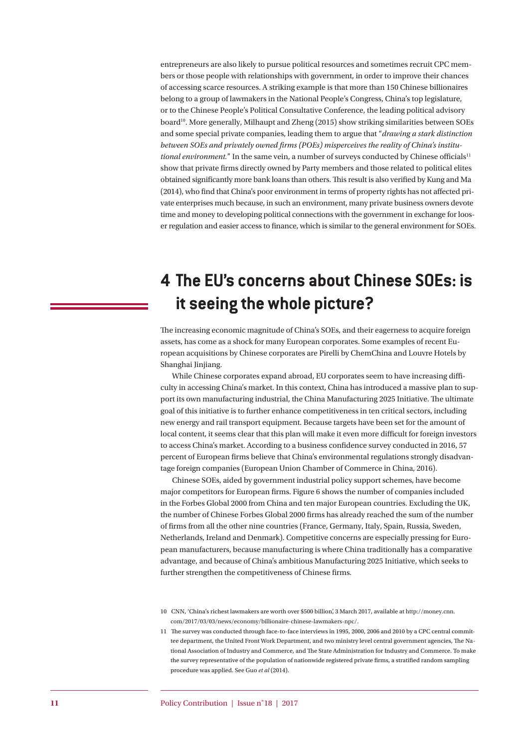entrepreneurs are also likely to pursue political resources and sometimes recruit CPC members or those people with relationships with government, in order to improve their chances of accessing scarce resources. A striking example is that more than 150 Chinese billionaires belong to a group of lawmakers in the National People's Congress, China's top legislature, or to the Chinese People's Political Consultative Conference, the leading political advisory board[10]. More generally, Milhaupt and Zheng (2015) show striking similarities between SOEs and some special private companies, leading them to argue that "*drawing a stark distinction between SOEs and privately owned firms (POEs) misperceives the reality of China's institutional environment.*" In the same vein, a number of surveys conducted by Chinese officials[11] show that private firms directly owned by Party members and those related to political elites obtained significantly more bank loans than others. This result is also verified by Kung and Ma (2014), who find that China's poor environment in terms of property rights has not affected private enterprises much because, in such an environment, many private business owners devote time and money to developing political connections with the government in exchange for looser regulation and easier access to finance, which is similar to the general environment for SOEs.

# 4 The EU's concerns about Chinese SOEs: is it seeing the whole picture?

The increasing economic magnitude of China's SOEs, and their eagerness to acquire foreign assets, has come as a shock for many European corporates. Some examples of recent European acquisitions by Chinese corporates are Pirelli by ChemChina and Louvre Hotels by Shanghai Jinjiang.

While Chinese corporates expand abroad, EU corporates seem to have increasing difficulty in accessing China's market. In this context, China has introduced a massive plan to support its own manufacturing industrial, the China Manufacturing 2025 Initiative. The ultimate goal of this initiative is to further enhance competitiveness in ten critical sectors, including new energy and rail transport equipment. Because targets have been set for the amount of local content, it seems clear that this plan will make it even more difficult for foreign investors to access China's market. According to a business confidence survey conducted in 2016, 57 percent of European firms believe that China's environmental regulations strongly disadvantage foreign companies (European Union Chamber of Commerce in China, 2016).

Chinese SOEs, aided by government industrial policy support schemes, have become major competitors for European firms. Figure 6 shows the number of companies included in the Forbes Global 2000 from China and ten major European countries. Excluding the UK, the number of Chinese Forbes Global 2000 firms has already reached the sum of the number of firms from all the other nine countries (France, Germany, Italy, Spain, Russia, Sweden, Netherlands, Ireland and Denmark). Competitive concerns are especially pressing for European manufacturers, because manufacturing is where China traditionally has a comparative advantage, and because of China's ambitious Manufacturing 2025 Initiative, which seeks to further strengthen the competitiveness of Chinese firms.

---

10 CNN, 'China's richest lawmakers are worth over $500 billion', 3 March 2017, available at http://money.cnn.com/2017/03/03/news/economy/billionaire-chinese-lawmakers-npc/.

11 The survey was conducted through face-to-face interviews in 1995, 2000, 2006 and 2010 by a CPC central committee department, the United Front Work Department, and two ministry level central government agencies, The National Association of Industry and Commerce, and The State Administration for Industry and Commerce. To make the survey representative of the population of nationwide registered private firms, a stratified random sampling procedure was applied. See Guo *et al* (2014).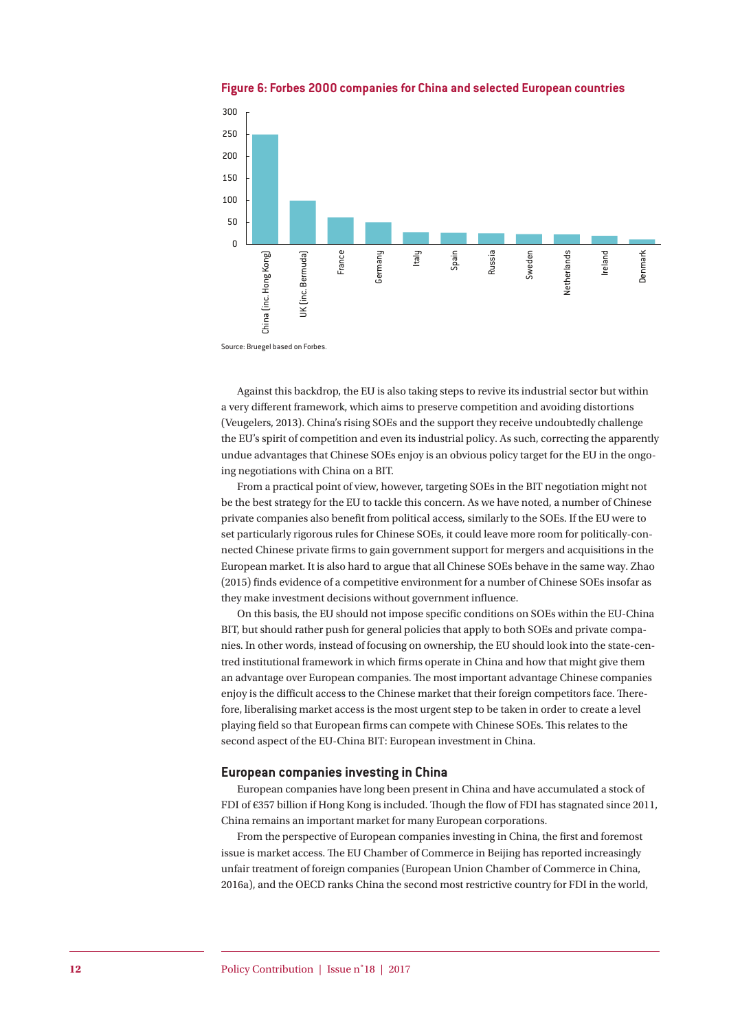**Figure 6: Forbes 2000 companies for China and selected European countries**

300
250
200
150
100
50
0

China (inc. Hong Kong)
UK (inc. Bermuda)
France
Germany
Italy
Spain
Russia
Sweden
Netherlands
Ireland
Denmark

Source: Bruegel based on Forbes.

Against this backdrop, the EU is also taking steps to revive its industrial sector but within a very different framework, which aims to preserve competition and avoiding distortions (Veugelers, 2013). China's rising SOEs and the support they receive undoubtedly challenge the EU's spirit of competition and even its industrial policy. As such, correcting the apparently undue advantages that Chinese SOEs enjoy is an obvious policy target for the EU in the ongoing negotiations with China on a BIT.

From a practical point of view, however, targeting SOEs in the BIT negotiation might not be the best strategy for the EU to tackle this concern. As we have noted, a number of Chinese private companies also benefit from political access, similarly to the SOEs. If the EU were to set particularly rigorous rules for Chinese SOEs, it could leave more room for politically-connected Chinese private firms to gain government support for mergers and acquisitions in the European market. It is also hard to argue that all Chinese SOEs behave in the same way. Zhao (2015) finds evidence of a competitive environment for a number of Chinese SOEs insofar as they make investment decisions without government influence.

On this basis, the EU should not impose specific conditions on SOEs within the EU-China BIT, but should rather push for general policies that apply to both SOEs and private companies. In other words, instead of focusing on ownership, the EU should look into the state-centred institutional framework in which firms operate in China and how that might give them an advantage over European companies. The most important advantage Chinese companies enjoy is the difficult access to the Chinese market that their foreign competitors face. Therefore, liberalising market access is the most urgent step to be taken in order to create a level playing field so that European firms can compete with Chinese SOEs. This relates to the second aspect of the EU-China BIT: European investment in China.

## European companies investing in China

European companies have long been present in China and have accumulated a stock of FDI of €357 billion if Hong Kong is included. Though the flow of FDI has stagnated since 2011, China remains an important market for many European corporations.

From the perspective of European companies investing in China, the first and foremost issue is market access. The EU Chamber of Commerce in Beijing has reported increasingly unfair treatment of foreign companies (European Union Chamber of Commerce in China, 2016a), and the OECD ranks China the second most restrictive country for FDI in the world,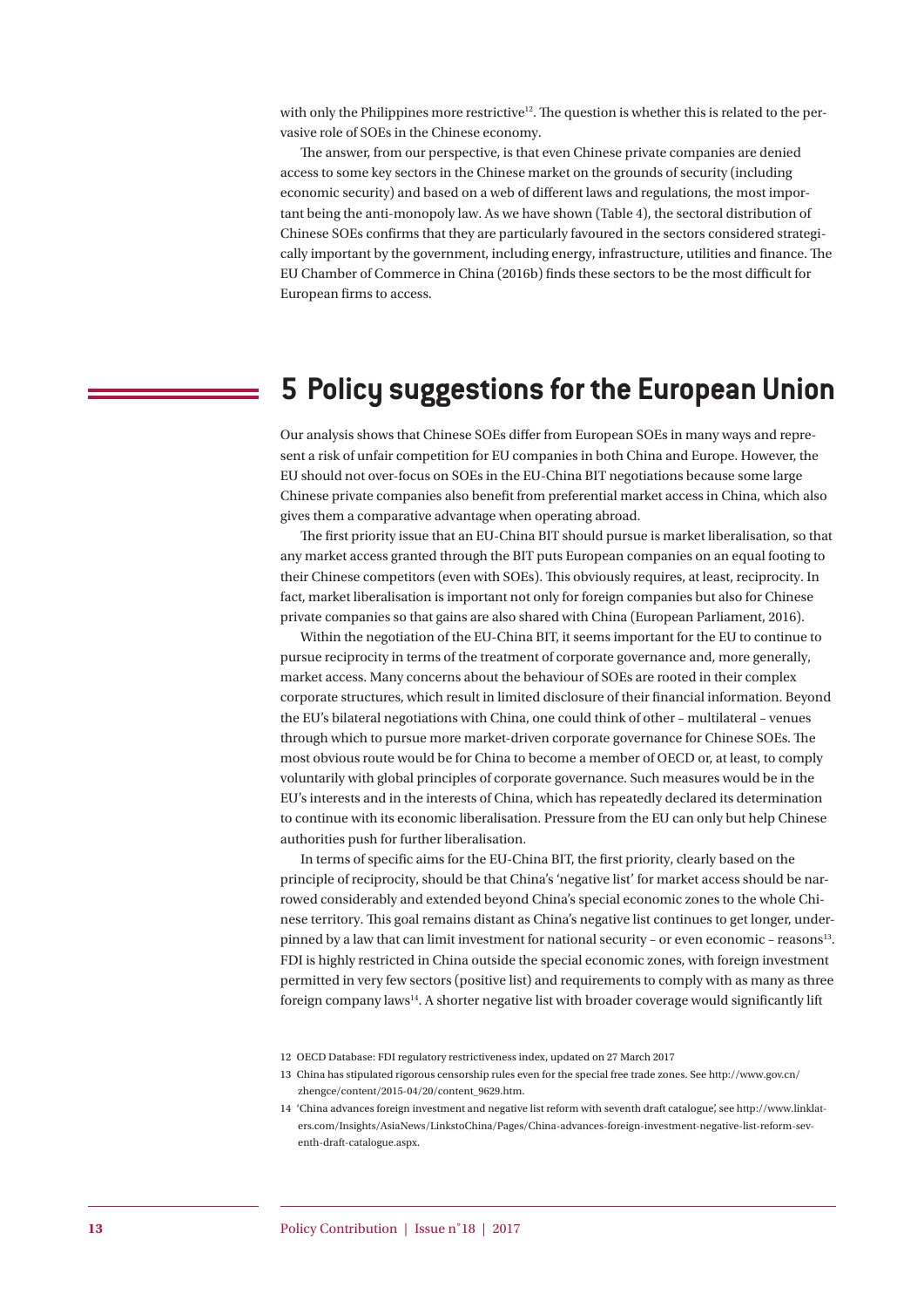with only the Philippines more restrictive[12]. The question is whether this is related to the pervasive role of SOEs in the Chinese economy.

The answer, from our perspective, is that even Chinese private companies are denied access to some key sectors in the Chinese market on the grounds of security (including economic security) and based on a web of different laws and regulations, the most important being the anti-monopoly law. As we have shown (Table 4), the sectoral distribution of Chinese SOEs confirms that they are particularly favoured in the sectors considered strategically important by the government, including energy, infrastructure, utilities and finance. The EU Chamber of Commerce in China (2016b) finds these sectors to be the most difficult for European firms to access.

# 5 Policy suggestions for the European Union

Our analysis shows that Chinese SOEs differ from European SOEs in many ways and represent a risk of unfair competition for EU companies in both China and Europe. However, the EU should not over-focus on SOEs in the EU-China BIT negotiations because some large Chinese private companies also benefit from preferential market access in China, which also gives them a comparative advantage when operating abroad.

The first priority issue that an EU-China BIT should pursue is market liberalisation, so that any market access granted through the BIT puts European companies on an equal footing to their Chinese competitors (even with SOEs). This obviously requires, at least, reciprocity. In fact, market liberalisation is important not only for foreign companies but also for Chinese private companies so that gains are also shared with China (European Parliament, 2016).

Within the negotiation of the EU-China BIT, it seems important for the EU to continue to pursue reciprocity in terms of the treatment of corporate governance and, more generally, market access. Many concerns about the behaviour of SOEs are rooted in their complex corporate structures, which result in limited disclosure of their financial information. Beyond the EU's bilateral negotiations with China, one could think of other – multilateral – venues through which to pursue more market-driven corporate governance for Chinese SOEs. The most obvious route would be for China to become a member of OECD or, at least, to comply voluntarily with global principles of corporate governance. Such measures would be in the EU's interests and in the interests of China, which has repeatedly declared its determination to continue with its economic liberalisation. Pressure from the EU can only but help Chinese authorities push for further liberalisation.

In terms of specific aims for the EU-China BIT, the first priority, clearly based on the principle of reciprocity, should be that China's 'negative list' for market access should be narrowed considerably and extended beyond China's special economic zones to the whole Chinese territory. This goal remains distant as China's negative list continues to get longer, underpinned by a law that can limit investment for national security – or even economic – reasons[13]. FDI is highly restricted in China outside the special economic zones, with foreign investment permitted in very few sectors (positive list) and requirements to comply with as many as three foreign company laws[14]. A shorter negative list with broader coverage would significantly lift

12 OECD Database: FDI regulatory restrictiveness index, updated on 27 March 2017

13 China has stipulated rigorous censorship rules even for the special free trade zones. See http://www.gov.cn/zhengce/content/2015-04/20/content_9629.htm.

14 'China advances foreign investment and negative list reform with seventh draft catalogue', see http://www.linklaters.com/Insights/AsiaNews/LinkstoChina/Pages/China-advances-foreign-investment-negative-list-reform-seventh-draft-catalogue.aspx.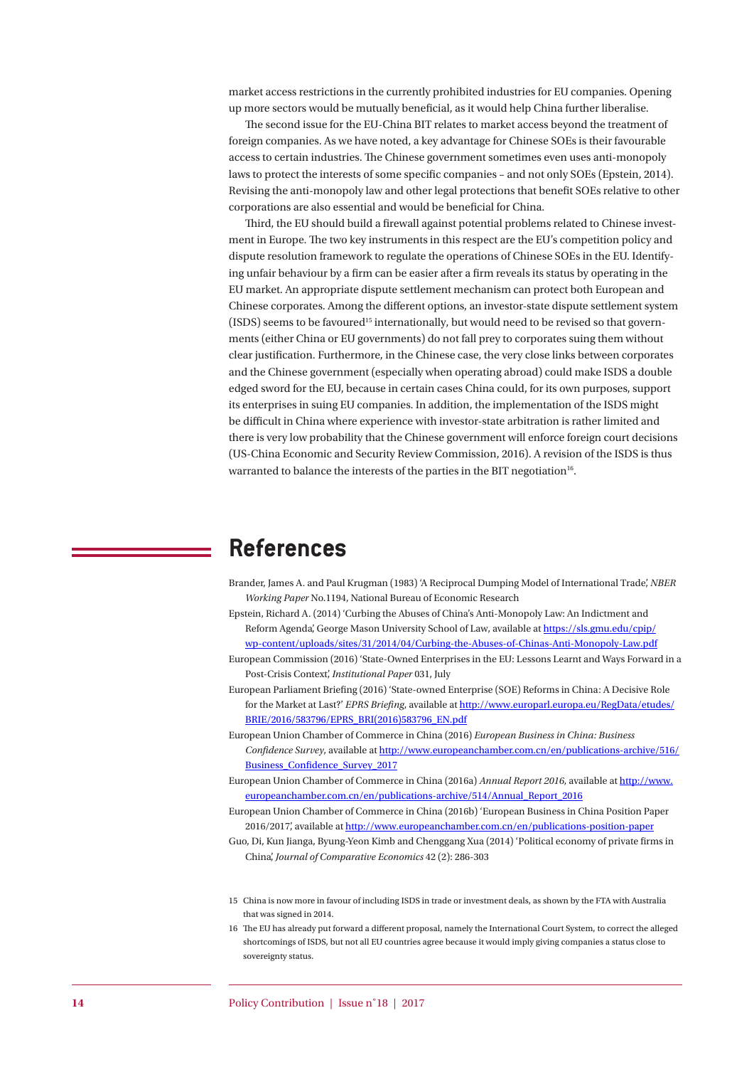market access restrictions in the currently prohibited industries for EU companies. Opening up more sectors would be mutually beneficial, as it would help China further liberalise.

The second issue for the EU-China BIT relates to market access beyond the treatment of foreign companies. As we have noted, a key advantage for Chinese SOEs is their favourable access to certain industries. The Chinese government sometimes even uses anti-monopoly laws to protect the interests of some specific companies – and not only SOEs (Epstein, 2014). Revising the anti-monopoly law and other legal protections that benefit SOEs relative to other corporations are also essential and would be beneficial for China.

Third, the EU should build a firewall against potential problems related to Chinese investment in Europe. The two key instruments in this respect are the EU's competition policy and dispute resolution framework to regulate the operations of Chinese SOEs in the EU. Identifying unfair behaviour by a firm can be easier after a firm reveals its status by operating in the EU market. An appropriate dispute settlement mechanism can protect both European and Chinese corporates. Among the different options, an investor-state dispute settlement system (ISDS) seems to be favoured[15] internationally, but would need to be revised so that governments (either China or EU governments) do not fall prey to corporates suing them without clear justification. Furthermore, in the Chinese case, the very close links between corporates and the Chinese government (especially when operating abroad) could make ISDS a double edged sword for the EU, because in certain cases China could, for its own purposes, support its enterprises in suing EU companies. In addition, the implementation of the ISDS might be difficult in China where experience with investor-state arbitration is rather limited and there is very low probability that the Chinese government will enforce foreign court decisions (US-China Economic and Security Review Commission, 2016). A revision of the ISDS is thus warranted to balance the interests of the parties in the BIT negotiation[16].

## References

Brander, James A. and Paul Krugman (1983) 'A Reciprocal Dumping Model of International Trade', *NBER Working Paper* No.1194, National Bureau of Economic Research

Epstein, Richard A. (2014) 'Curbing the Abuses of China's Anti-Monopoly Law: An Indictment and Reform Agenda', George Mason University School of Law, available at https://sls.gmu.edu/cpip/wp-content/uploads/sites/31/2014/04/Curbing-the-Abuses-of-Chinas-Anti-Monopoly-Law.pdf

European Commission (2016) 'State-Owned Enterprises in the EU: Lessons Learnt and Ways Forward in a Post-Crisis Context', *Institutional Paper* 031, July

European Parliament Briefing (2016) 'State-owned Enterprise (SOE) Reforms in China: A Decisive Role for the Market at Last?' *EPRS Briefing*, available at http://www.europarl.europa.eu/RegData/etudes/BRIE/2016/583796/EPRS_BRI(2016)583796_EN.pdf

European Union Chamber of Commerce in China (2016) *European Business in China: Business Confidence Survey*, available at http://www.europeanchamber.com.cn/en/publications-archive/516/Business_Confidence_Survey_2017

European Union Chamber of Commerce in China (2016a) *Annual Report 2016*, available at http://www.europeanchamber.com.cn/en/publications-archive/514/Annual_Report_2016

European Union Chamber of Commerce in China (2016b) 'European Business in China Position Paper 2016/2017', available at http://www.europeanchamber.com.cn/en/publications-position-paper

Guo, Di, Kun Jianga, Byung-Yeon Kimb and Chenggang Xua (2014) 'Political economy of private firms in China', *Journal of Comparative Economics* 42 (2): 286-303

15 China is now more in favour of including ISDS in trade or investment deals, as shown by the FTA with Australia that was signed in 2014.

16 The EU has already put forward a different proposal, namely the International Court System, to correct the alleged shortcomings of ISDS, but not all EU countries agree because it would imply giving companies a status close to sovereignty status.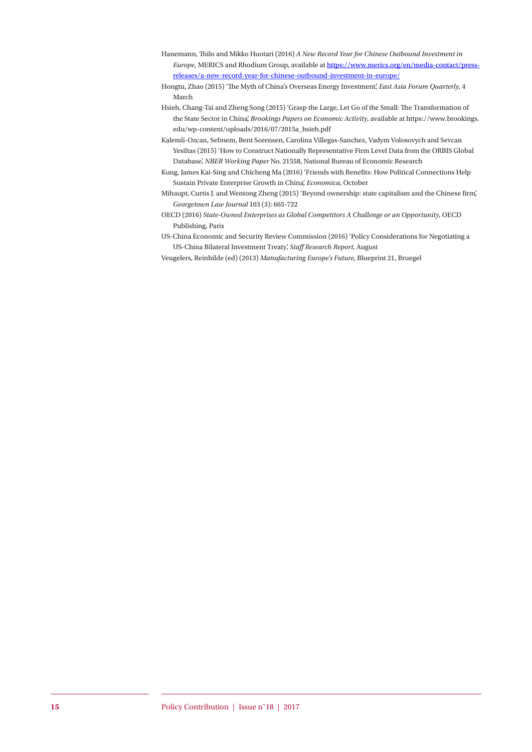Hanemann, Thilo and Mikko Huotari (2016) *A New Record Year for Chinese Outbound Investment in Europe*, MERICS and Rhodium Group, available at [https://www.merics.org/en/media-contact/press-releases/a-new-record-year-for-chinese-outbound-investment-in-europe/](https://www.merics.org/en/media-contact/press-releases/a-new-record-year-for-chinese-outbound-investment-in-europe/)

Hongtu, Zhao (2015) 'The Myth of China's Overseas Energy Investment', *East Asia Forum Quarterly*, 4 March

Hsieh, Chang-Tai and Zheng Song (2015) 'Grasp the Large, Let Go of the Small: The Transformation of the State Sector in China', *Brookings Papers on Economic Activity*, available at https://www.brookings.edu/wp-content/uploads/2016/07/2015a_hsieh.pdf

Kalemli-Ozcan, Sebnem, Bent Sorensen, Carolina Villegas-Sanchez, Vadym Volosovych and Sevcan Yesiltas (2015) 'How to Construct Nationally Representative Firm Level Data from the ORBIS Global Database', *NBER Working Paper* No. 21558, National Bureau of Economic Research

Kung, James Kai-Sing and Chicheng Ma (2016) 'Friends with Benefits: How Political Connections Help Sustain Private Enterprise Growth in China', *Economica*, October

Mihaupt, Curtis J. and Wentong Zheng (2015) 'Beyond ownership: state capitalism and the Chinese firm', *Georgetown Law Journal* 103 (3): 665-722

OECD (2016) *State-Owned Enterprises as Global Competitors A Challenge or an Opportunity*, OECD Publishing, Paris

US-China Economic and Security Review Commission (2016) 'Policy Considerations for Negotiating a US-China Bilateral Investment Treaty', *Staff Research Report*, August

Veugelers, Reinhilde (ed) (2013) *Manufacturing Europe's Future*, Blueprint 21, Bruegel